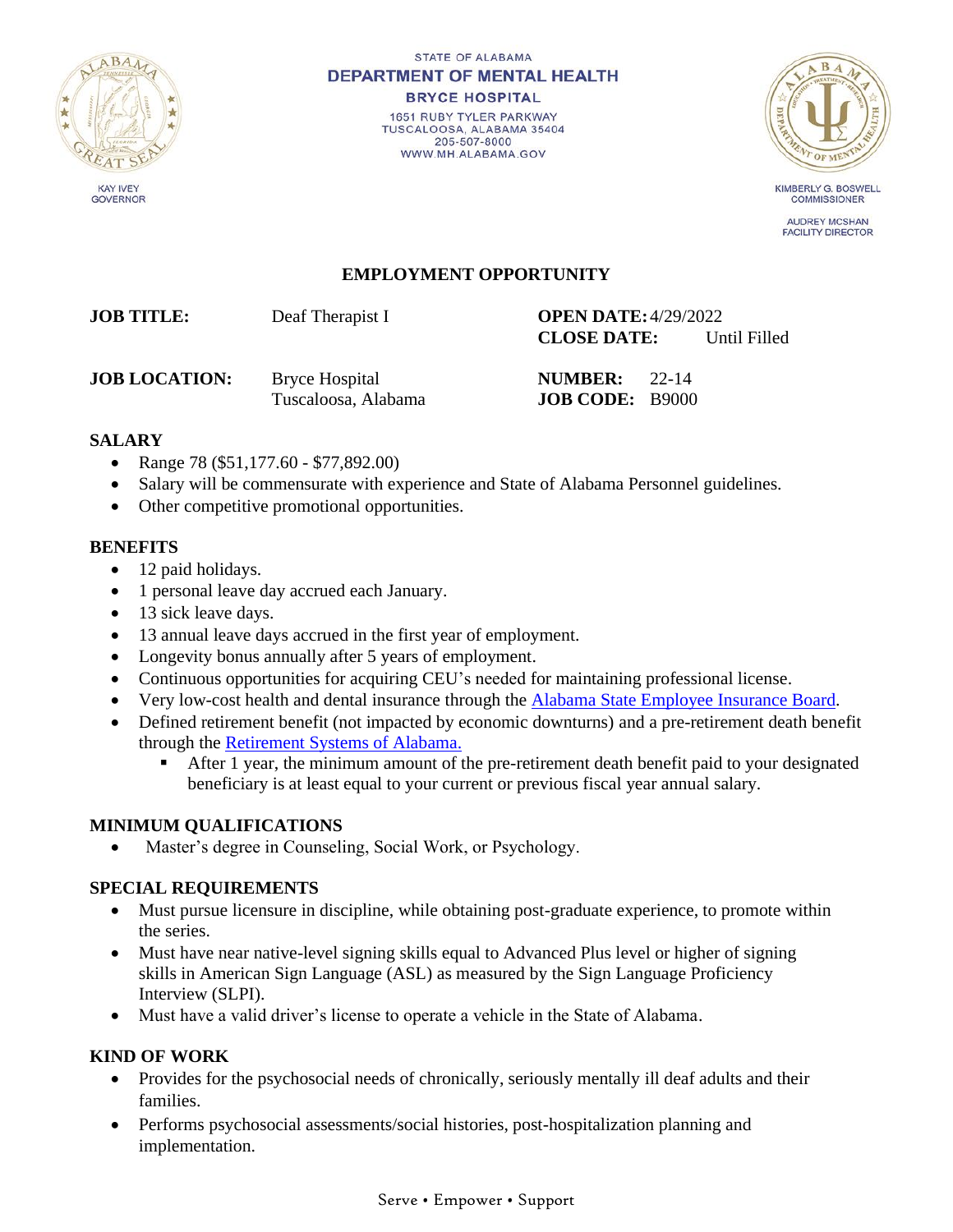STATE OF ALABAMA
**DEPARTMENT OF MENTAL HEALTH**
**BRYCE HOSPITAL**
1651 RUBY TYLER PARKWAY
TUSCALOOSA, ALABAMA 35404
205-507-8000
WWW.MH.ALABAMA.GOV

KAY IVEY
GOVERNOR

KIMBERLY G. BOSWELL
COMMISSIONER

AUDREY MCSHAN
FACILITY DIRECTOR

# EMPLOYMENT OPPORTUNITY

| | | | |
|---|---|---|---|
| **JOB TITLE:** | Deaf Therapist I | **OPEN DATE:** | 4/29/2022 |
| | | **CLOSE DATE:** | Until Filled |
| **JOB LOCATION:** | Bryce Hospital<br>Tuscaloosa, Alabama | **NUMBER:** | 22-14 |
| | | **JOB CODE:** | B9000 |

## SALARY

- Range 78 ($51,177.60 - $77,892.00)
- Salary will be commensurate with experience and State of Alabama Personnel guidelines.
- Other competitive promotional opportunities.

## BENEFITS

- 12 paid holidays.
- 1 personal leave day accrued each January.
- 13 sick leave days.
- 13 annual leave days accrued in the first year of employment.
- Longevity bonus annually after 5 years of employment.
- Continuous opportunities for acquiring CEU's needed for maintaining professional license.
- Very low-cost health and dental insurance through the Alabama State Employee Insurance Board.
- Defined retirement benefit (not impacted by economic downturns) and a pre-retirement death benefit through the Retirement Systems of Alabama.
  - After 1 year, the minimum amount of the pre-retirement death benefit paid to your designated beneficiary is at least equal to your current or previous fiscal year annual salary.

## MINIMUM QUALIFICATIONS

- Master's degree in Counseling, Social Work, or Psychology.

## SPECIAL REQUIREMENTS

- Must pursue licensure in discipline, while obtaining post-graduate experience, to promote within the series.
- Must have near native-level signing skills equal to Advanced Plus level or higher of signing skills in American Sign Language (ASL) as measured by the Sign Language Proficiency Interview (SLPI).
- Must have a valid driver's license to operate a vehicle in the State of Alabama.

## KIND OF WORK

- Provides for the psychosocial needs of chronically, seriously mentally ill deaf adults and their families.
- Performs psychosocial assessments/social histories, post-hospitalization planning and implementation.

Serve • Empower • Support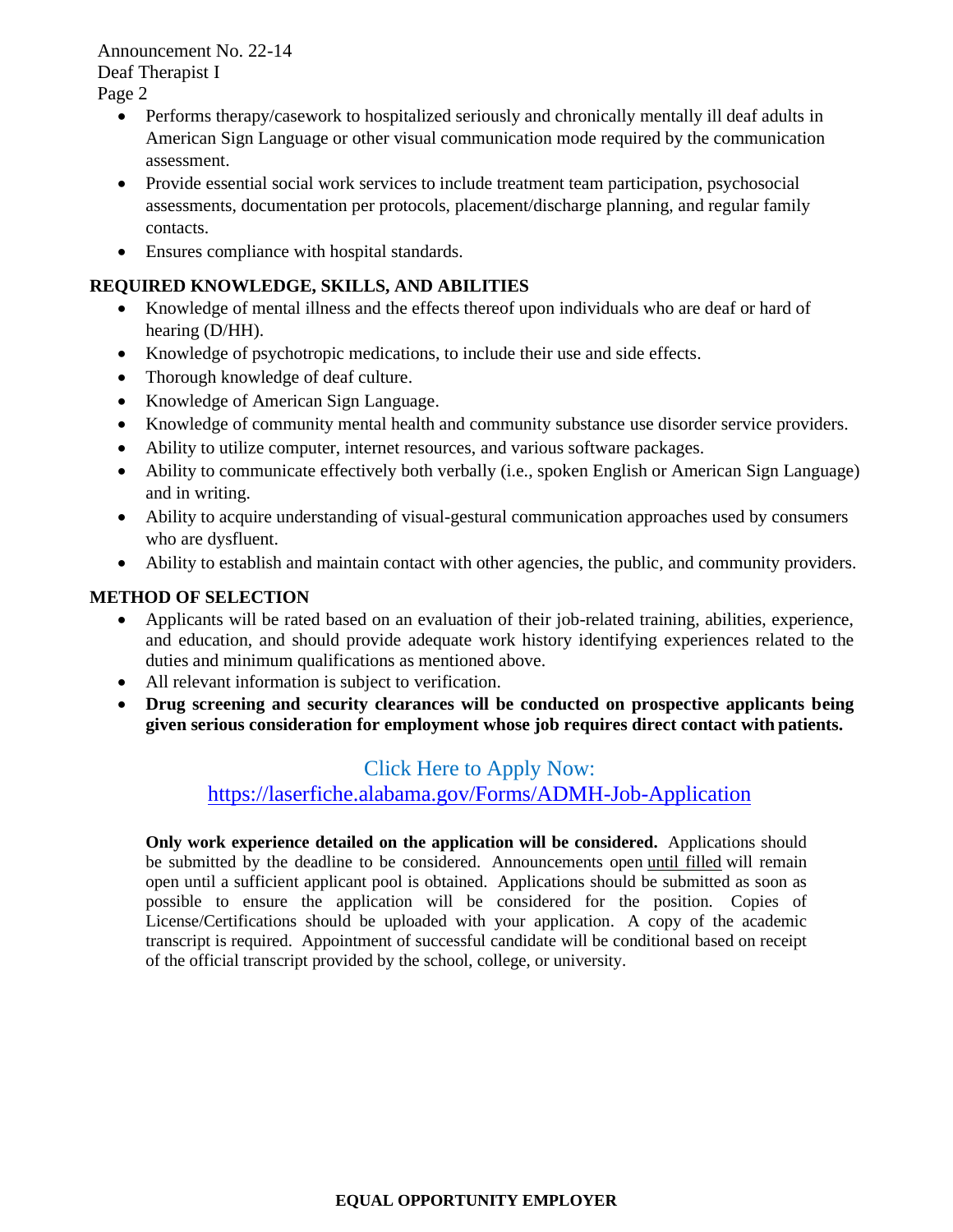- Performs therapy/casework to hospitalized seriously and chronically mentally ill deaf adults in American Sign Language or other visual communication mode required by the communication assessment.
- Provide essential social work services to include treatment team participation, psychosocial assessments, documentation per protocols, placement/discharge planning, and regular family contacts.
- Ensures compliance with hospital standards.

## REQUIRED KNOWLEDGE, SKILLS, AND ABILITIES

- Knowledge of mental illness and the effects thereof upon individuals who are deaf or hard of hearing (D/HH).
- Knowledge of psychotropic medications, to include their use and side effects.
- Thorough knowledge of deaf culture.
- Knowledge of American Sign Language.
- Knowledge of community mental health and community substance use disorder service providers.
- Ability to utilize computer, internet resources, and various software packages.
- Ability to communicate effectively both verbally (i.e., spoken English or American Sign Language) and in writing.
- Ability to acquire understanding of visual-gestural communication approaches used by consumers who are dysfluent.
- Ability to establish and maintain contact with other agencies, the public, and community providers.

## METHOD OF SELECTION

- Applicants will be rated based on an evaluation of their job-related training, abilities, experience, and education, and should provide adequate work history identifying experiences related to the duties and minimum qualifications as mentioned above.
- All relevant information is subject to verification.
- **Drug screening and security clearances will be conducted on prospective applicants being given serious consideration for employment whose job requires direct contact with patients.**

Click Here to Apply Now:
https://laserfiche.alabama.gov/Forms/ADMH-Job-Application

**Only work experience detailed on the application will be considered.** Applications should be submitted by the deadline to be considered. Announcements open until filled will remain open until a sufficient applicant pool is obtained. Applications should be submitted as soon as possible to ensure the application will be considered for the position. Copies of License/Certifications should be uploaded with your application. A copy of the academic transcript is required. Appointment of successful candidate will be conditional based on receipt of the official transcript provided by the school, college, or university.

**EQUAL OPPORTUNITY EMPLOYER**